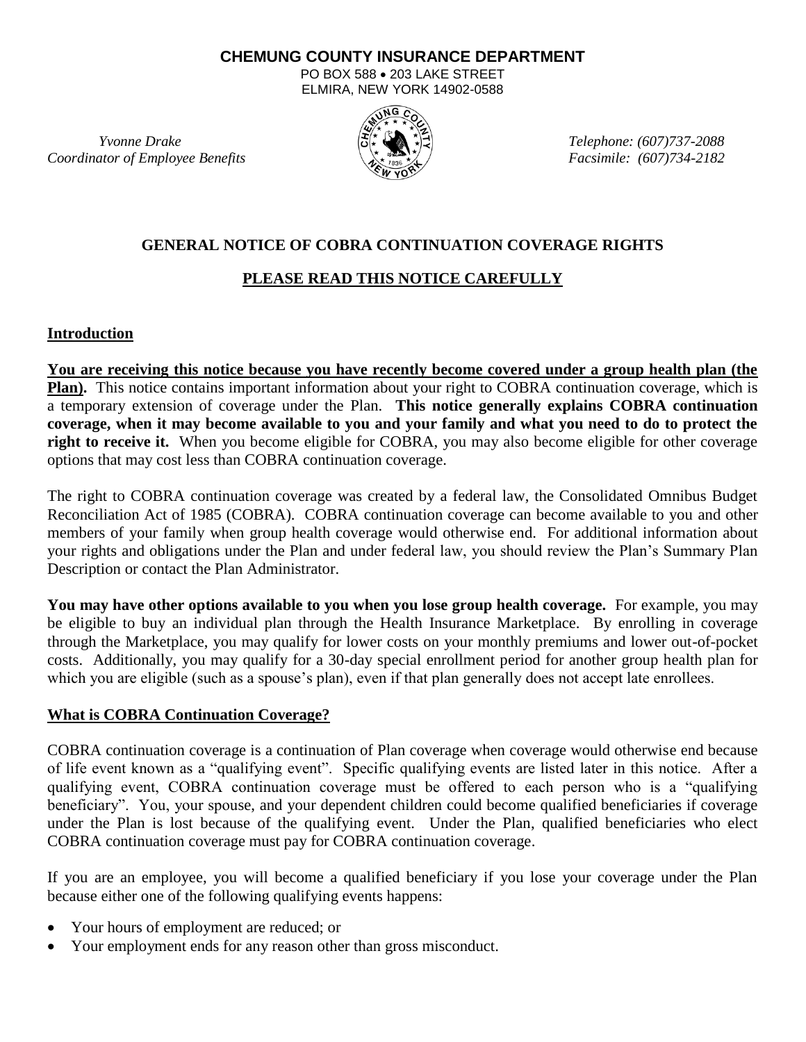**CHEMUNG COUNTY INSURANCE DEPARTMENT**

PO BOX 588 • 203 LAKE STREET
ELMIRA, NEW YORK 14902-0588

*Yvonne Drake*
*Coordinator of Employee Benefits*

*Telephone: (607)737-2088*
*Facsimile: (607)734-2182*

## GENERAL NOTICE OF COBRA CONTINUATION COVERAGE RIGHTS

## PLEASE READ THIS NOTICE CAREFULLY

### Introduction

**You are receiving this notice because you have recently become covered under a group health plan (the Plan).** This notice contains important information about your right to COBRA continuation coverage, which is a temporary extension of coverage under the Plan. **This notice generally explains COBRA continuation coverage, when it may become available to you and your family and what you need to do to protect the right to receive it.** When you become eligible for COBRA, you may also become eligible for other coverage options that may cost less than COBRA continuation coverage.

The right to COBRA continuation coverage was created by a federal law, the Consolidated Omnibus Budget Reconciliation Act of 1985 (COBRA). COBRA continuation coverage can become available to you and other members of your family when group health coverage would otherwise end. For additional information about your rights and obligations under the Plan and under federal law, you should review the Plan's Summary Plan Description or contact the Plan Administrator.

**You may have other options available to you when you lose group health coverage.** For example, you may be eligible to buy an individual plan through the Health Insurance Marketplace. By enrolling in coverage through the Marketplace, you may qualify for lower costs on your monthly premiums and lower out-of-pocket costs. Additionally, you may qualify for a 30-day special enrollment period for another group health plan for which you are eligible (such as a spouse's plan), even if that plan generally does not accept late enrollees.

### What is COBRA Continuation Coverage?

COBRA continuation coverage is a continuation of Plan coverage when coverage would otherwise end because of life event known as a "qualifying event". Specific qualifying events are listed later in this notice. After a qualifying event, COBRA continuation coverage must be offered to each person who is a "qualifying beneficiary". You, your spouse, and your dependent children could become qualified beneficiaries if coverage under the Plan is lost because of the qualifying event. Under the Plan, qualified beneficiaries who elect COBRA continuation coverage must pay for COBRA continuation coverage.

If you are an employee, you will become a qualified beneficiary if you lose your coverage under the Plan because either one of the following qualifying events happens:

- Your hours of employment are reduced; or
- Your employment ends for any reason other than gross misconduct.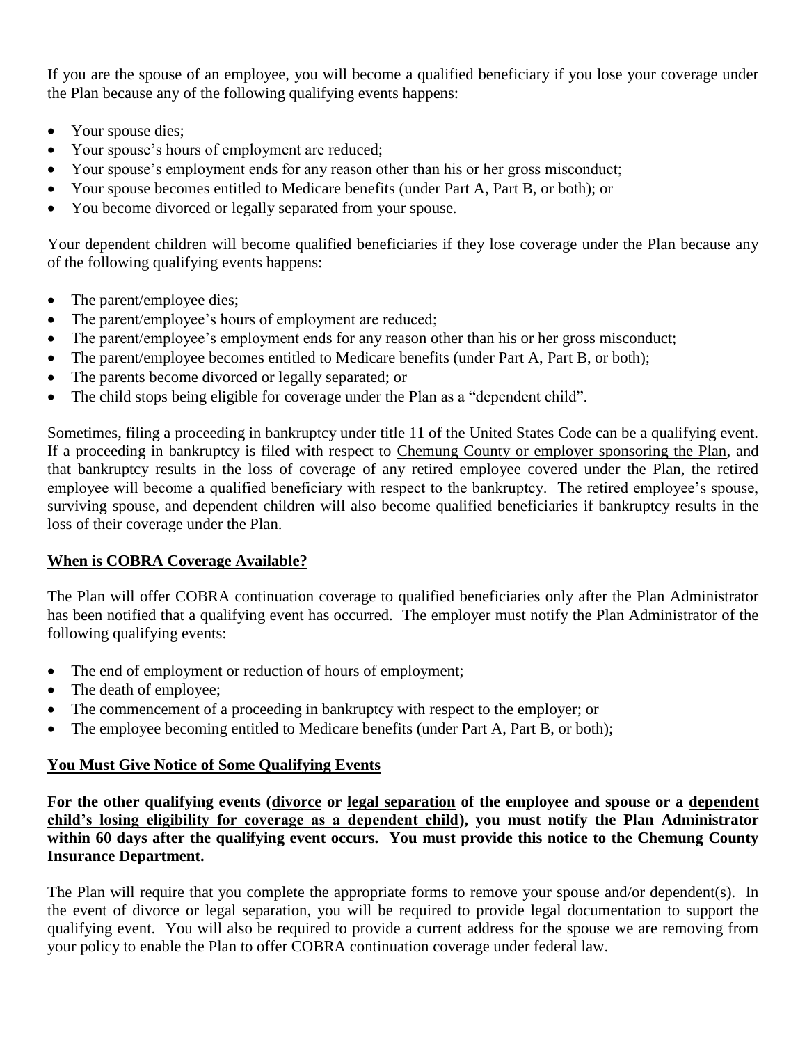If you are the spouse of an employee, you will become a qualified beneficiary if you lose your coverage under the Plan because any of the following qualifying events happens:

- Your spouse dies;
- Your spouse's hours of employment are reduced;
- Your spouse's employment ends for any reason other than his or her gross misconduct;
- Your spouse becomes entitled to Medicare benefits (under Part A, Part B, or both); or
- You become divorced or legally separated from your spouse.

Your dependent children will become qualified beneficiaries if they lose coverage under the Plan because any of the following qualifying events happens:

- The parent/employee dies;
- The parent/employee's hours of employment are reduced;
- The parent/employee's employment ends for any reason other than his or her gross misconduct;
- The parent/employee becomes entitled to Medicare benefits (under Part A, Part B, or both);
- The parents become divorced or legally separated; or
- The child stops being eligible for coverage under the Plan as a "dependent child".

Sometimes, filing a proceeding in bankruptcy under title 11 of the United States Code can be a qualifying event. If a proceeding in bankruptcy is filed with respect to Chemung County or employer sponsoring the Plan, and that bankruptcy results in the loss of coverage of any retired employee covered under the Plan, the retired employee will become a qualified beneficiary with respect to the bankruptcy. The retired employee's spouse, surviving spouse, and dependent children will also become qualified beneficiaries if bankruptcy results in the loss of their coverage under the Plan.

## When is COBRA Coverage Available?

The Plan will offer COBRA continuation coverage to qualified beneficiaries only after the Plan Administrator has been notified that a qualifying event has occurred. The employer must notify the Plan Administrator of the following qualifying events:

- The end of employment or reduction of hours of employment;
- The death of employee;
- The commencement of a proceeding in bankruptcy with respect to the employer; or
- The employee becoming entitled to Medicare benefits (under Part A, Part B, or both);

## You Must Give Notice of Some Qualifying Events

**For the other qualifying events (divorce or legal separation of the employee and spouse or a dependent child's losing eligibility for coverage as a dependent child), you must notify the Plan Administrator within 60 days after the qualifying event occurs. You must provide this notice to the Chemung County Insurance Department.**

The Plan will require that you complete the appropriate forms to remove your spouse and/or dependent(s). In the event of divorce or legal separation, you will be required to provide legal documentation to support the qualifying event. You will also be required to provide a current address for the spouse we are removing from your policy to enable the Plan to offer COBRA continuation coverage under federal law.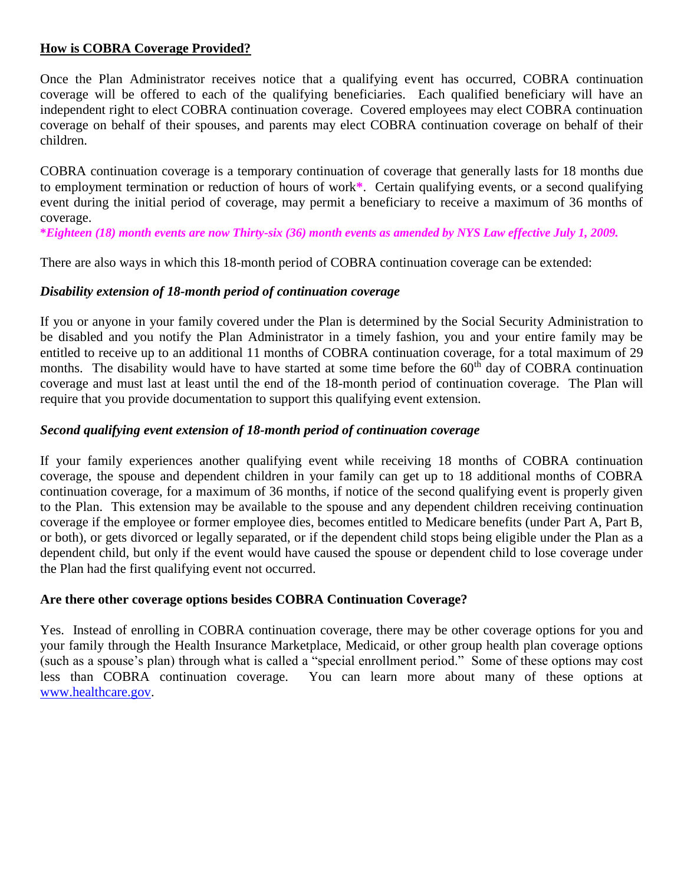## How is COBRA Coverage Provided?

Once the Plan Administrator receives notice that a qualifying event has occurred, COBRA continuation coverage will be offered to each of the qualifying beneficiaries. Each qualified beneficiary will have an independent right to elect COBRA continuation coverage. Covered employees may elect COBRA continuation coverage on behalf of their spouses, and parents may elect COBRA continuation coverage on behalf of their children.

COBRA continuation coverage is a temporary continuation of coverage that generally lasts for 18 months due to employment termination or reduction of hours of work*. Certain qualifying events, or a second qualifying event during the initial period of coverage, may permit a beneficiary to receive a maximum of 36 months of coverage.

***Eighteen (18) month events are now Thirty-six (36) month events as amended by NYS Law effective July 1, 2009.***

There are also ways in which this 18-month period of COBRA continuation coverage can be extended:

### *Disability extension of 18-month period of continuation coverage*

If you or anyone in your family covered under the Plan is determined by the Social Security Administration to be disabled and you notify the Plan Administrator in a timely fashion, you and your entire family may be entitled to receive up to an additional 11 months of COBRA continuation coverage, for a total maximum of 29 months. The disability would have to have started at some time before the 60th day of COBRA continuation coverage and must last at least until the end of the 18-month period of continuation coverage. The Plan will require that you provide documentation to support this qualifying event extension.

### *Second qualifying event extension of 18-month period of continuation coverage*

If your family experiences another qualifying event while receiving 18 months of COBRA continuation coverage, the spouse and dependent children in your family can get up to 18 additional months of COBRA continuation coverage, for a maximum of 36 months, if notice of the second qualifying event is properly given to the Plan. This extension may be available to the spouse and any dependent children receiving continuation coverage if the employee or former employee dies, becomes entitled to Medicare benefits (under Part A, Part B, or both), or gets divorced or legally separated, or if the dependent child stops being eligible under the Plan as a dependent child, but only if the event would have caused the spouse or dependent child to lose coverage under the Plan had the first qualifying event not occurred.

## Are there other coverage options besides COBRA Continuation Coverage?

Yes. Instead of enrolling in COBRA continuation coverage, there may be other coverage options for you and your family through the Health Insurance Marketplace, Medicaid, or other group health plan coverage options (such as a spouse's plan) through what is called a "special enrollment period." Some of these options may cost less than COBRA continuation coverage. You can learn more about many of these options at www.healthcare.gov.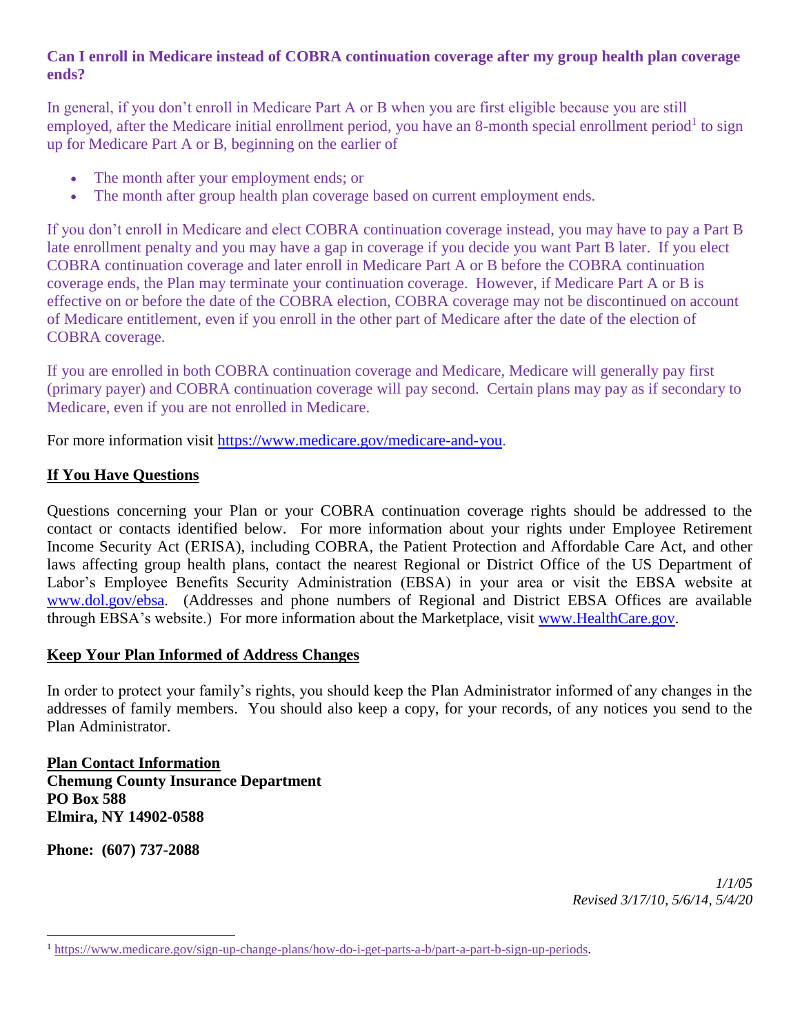**Can I enroll in Medicare instead of COBRA continuation coverage after my group health plan coverage ends?**

In general, if you don't enroll in Medicare Part A or B when you are first eligible because you are still employed, after the Medicare initial enrollment period, you have an 8-month special enrollment period[1] to sign up for Medicare Part A or B, beginning on the earlier of

- The month after your employment ends; or
- The month after group health plan coverage based on current employment ends.

If you don't enroll in Medicare and elect COBRA continuation coverage instead, you may have to pay a Part B late enrollment penalty and you may have a gap in coverage if you decide you want Part B later. If you elect COBRA continuation coverage and later enroll in Medicare Part A or B before the COBRA continuation coverage ends, the Plan may terminate your continuation coverage. However, if Medicare Part A or B is effective on or before the date of the COBRA election, COBRA coverage may not be discontinued on account of Medicare entitlement, even if you enroll in the other part of Medicare after the date of the election of COBRA coverage.

If you are enrolled in both COBRA continuation coverage and Medicare, Medicare will generally pay first (primary payer) and COBRA continuation coverage will pay second. Certain plans may pay as if secondary to Medicare, even if you are not enrolled in Medicare.

For more information visit https://www.medicare.gov/medicare-and-you.

## If You Have Questions

Questions concerning your Plan or your COBRA continuation coverage rights should be addressed to the contact or contacts identified below. For more information about your rights under Employee Retirement Income Security Act (ERISA), including COBRA, the Patient Protection and Affordable Care Act, and other laws affecting group health plans, contact the nearest Regional or District Office of the US Department of Labor's Employee Benefits Security Administration (EBSA) in your area or visit the EBSA website at www.dol.gov/ebsa. (Addresses and phone numbers of Regional and District EBSA Offices are available through EBSA's website.) For more information about the Marketplace, visit www.HealthCare.gov.

## Keep Your Plan Informed of Address Changes

In order to protect your family's rights, you should keep the Plan Administrator informed of any changes in the addresses of family members. You should also keep a copy, for your records, of any notices you send to the Plan Administrator.

**Plan Contact Information**
**Chemung County Insurance Department**
**PO Box 588**
**Elmira, NY 14902-0588**

**Phone: (607) 737-2088**

*1/1/05*
*Revised 3/17/10, 5/6/14, 5/4/20*

[1] https://www.medicare.gov/sign-up-change-plans/how-do-i-get-parts-a-b/part-a-part-b-sign-up-periods.